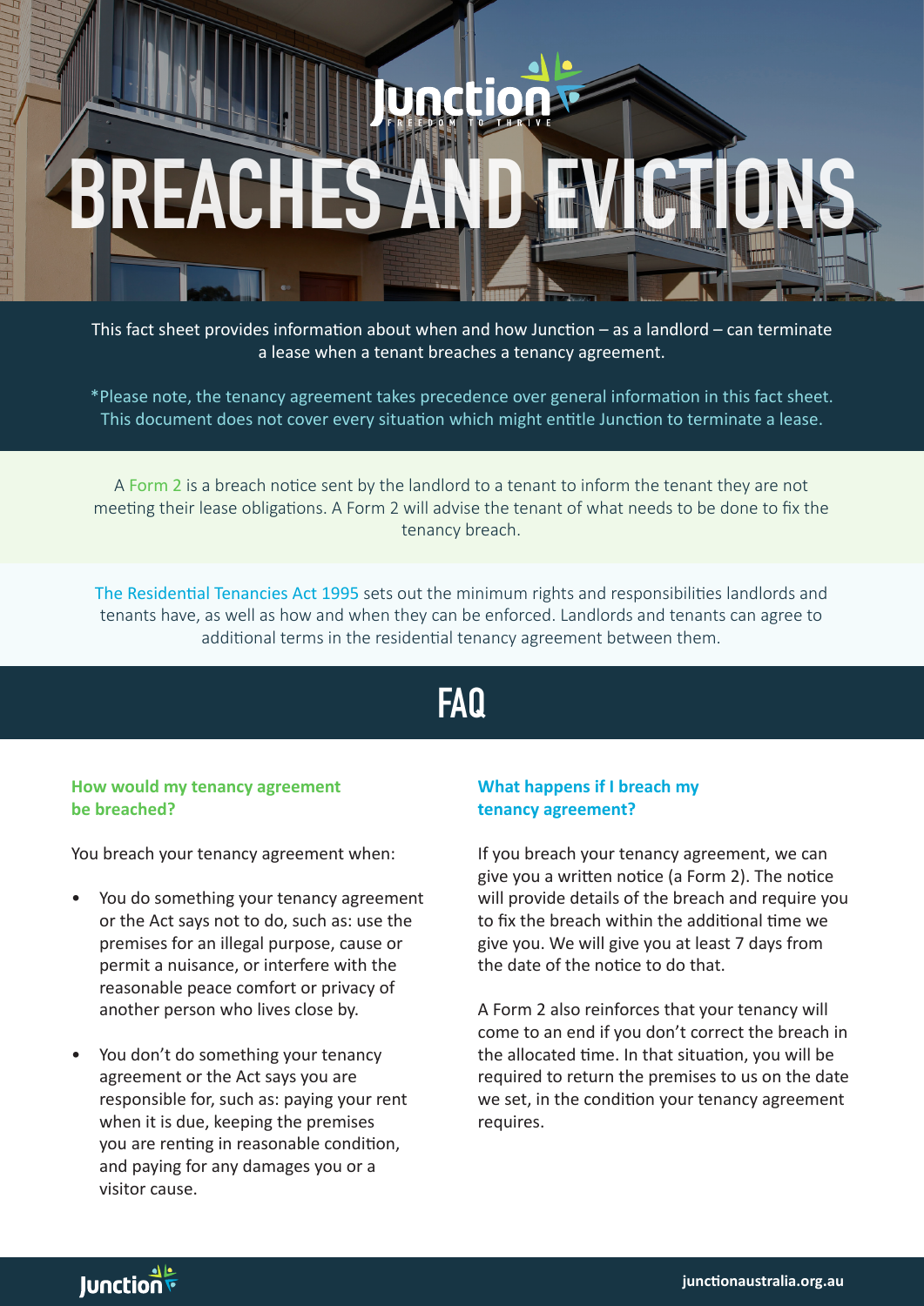# BREACHES AND EVICTIONS

This fact sheet provides information about when and how Junction – as a landlord – can terminate a lease when a tenant breaches a tenancy agreement.

*Please note, the tenancy agreement takes precedence over general information in this fact sheet. This document does not cover every situation which might entitle Junction to terminate a lease.

A Form 2 is a breach notice sent by the landlord to a tenant to inform the tenant they are not meeting their lease obligations. A Form 2 will advise the tenant of what needs to be done to fix the tenancy breach.

The Residential Tenancies Act 1995 sets out the minimum rights and responsibilities landlords and tenants have, as well as how and when they can be enforced. Landlords and tenants can agree to additional terms in the residential tenancy agreement between them.

## FAQ

### How would my tenancy agreement be breached?

You breach your tenancy agreement when:

- You do something your tenancy agreement or the Act says not to do, such as: use the premises for an illegal purpose, cause or permit a nuisance, or interfere with the reasonable peace comfort or privacy of another person who lives close by.
- You don't do something your tenancy agreement or the Act says you are responsible for, such as: paying your rent when it is due, keeping the premises you are renting in reasonable condition, and paying for any damages you or a visitor cause.

### What happens if I breach my tenancy agreement?

If you breach your tenancy agreement, we can give you a written notice (a Form 2). The notice will provide details of the breach and require you to fix the breach within the additional time we give you. We will give you at least 7 days from the date of the notice to do that.

A Form 2 also reinforces that your tenancy will come to an end if you don't correct the breach in the allocated time. In that situation, you will be required to return the premises to us on the date we set, in the condition your tenancy agreement requires.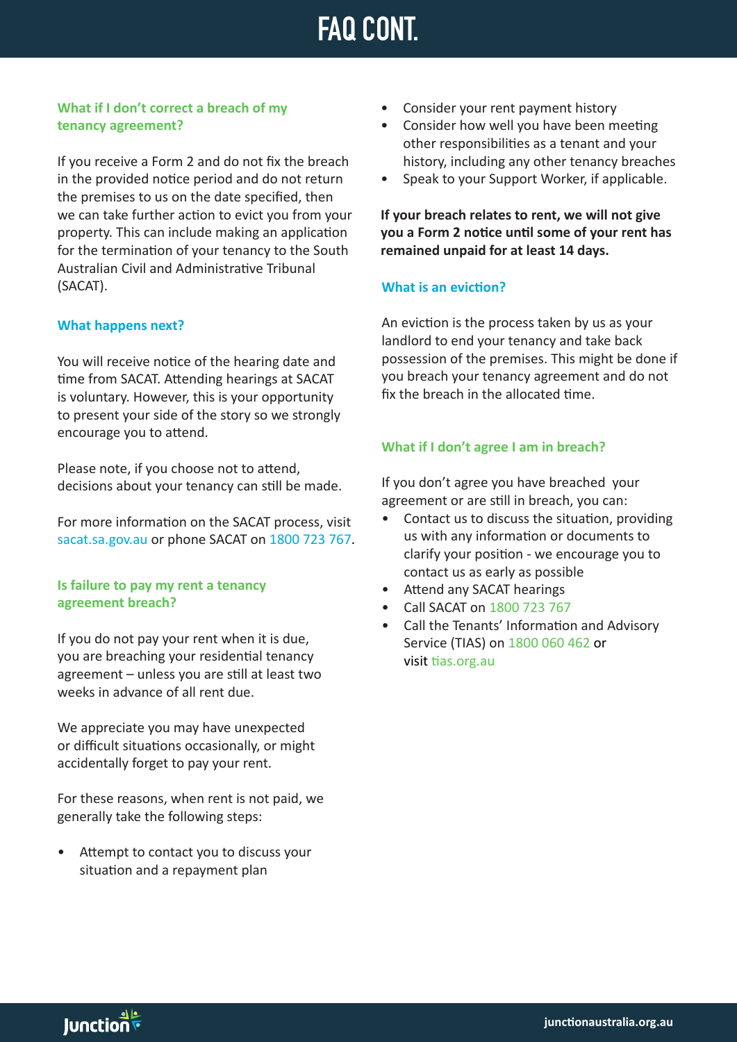# FAQ CONT.

### What if I don't correct a breach of my tenancy agreement?

If you receive a Form 2 and do not fix the breach in the provided notice period and do not return the premises to us on the date specified, then we can take further action to evict you from your property. This can include making an application for the termination of your tenancy to the South Australian Civil and Administrative Tribunal (SACAT).

### What happens next?

You will receive notice of the hearing date and time from SACAT. Attending hearings at SACAT is voluntary. However, this is your opportunity to present your side of the story so we strongly encourage you to attend.

Please note, if you choose not to attend, decisions about your tenancy can still be made.

For more information on the SACAT process, visit sacat.sa.gov.au or phone SACAT on 1800 723 767.

### Is failure to pay my rent a tenancy agreement breach?

If you do not pay your rent when it is due, you are breaching your residential tenancy agreement – unless you are still at least two weeks in advance of all rent due.

We appreciate you may have unexpected or difficult situations occasionally, or might accidentally forget to pay your rent.

For these reasons, when rent is not paid, we generally take the following steps:

- Attempt to contact you to discuss your situation and a repayment plan
- Consider your rent payment history
- Consider how well you have been meeting other responsibilities as a tenant and your history, including any other tenancy breaches
- Speak to your Support Worker, if applicable.

**If your breach relates to rent, we will not give you a Form 2 notice until some of your rent has remained unpaid for at least 14 days.**

### What is an eviction?

An eviction is the process taken by us as your landlord to end your tenancy and take back possession of the premises. This might be done if you breach your tenancy agreement and do not fix the breach in the allocated time.

### What if I don't agree I am in breach?

If you don't agree you have breached your agreement or are still in breach, you can:

- Contact us to discuss the situation, providing us with any information or documents to clarify your position - we encourage you to contact us as early as possible
- Attend any SACAT hearings
- Call SACAT on 1800 723 767
- Call the Tenants' Information and Advisory Service (TIAS) on 1800 060 462 or visit tias.org.au